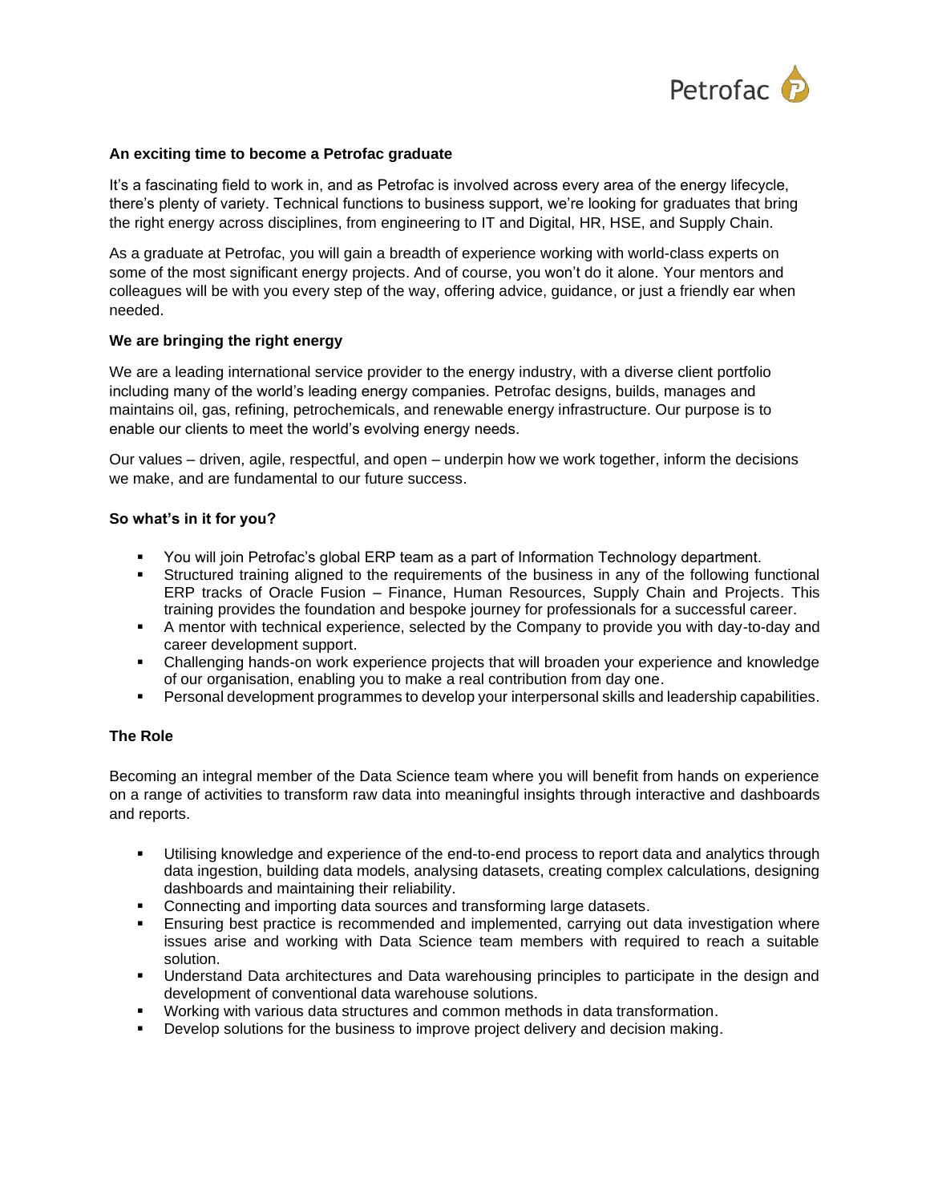### An exciting time to become a Petrofac graduate

It's a fascinating field to work in, and as Petrofac is involved across every area of the energy lifecycle, there's plenty of variety. Technical functions to business support, we're looking for graduates that bring the right energy across disciplines, from engineering to IT and Digital, HR, HSE, and Supply Chain.

As a graduate at Petrofac, you will gain a breadth of experience working with world-class experts on some of the most significant energy projects. And of course, you won't do it alone. Your mentors and colleagues will be with you every step of the way, offering advice, guidance, or just a friendly ear when needed.

### We are bringing the right energy

We are a leading international service provider to the energy industry, with a diverse client portfolio including many of the world's leading energy companies. Petrofac designs, builds, manages and maintains oil, gas, refining, petrochemicals, and renewable energy infrastructure. Our purpose is to enable our clients to meet the world's evolving energy needs.

Our values – driven, agile, respectful, and open – underpin how we work together, inform the decisions we make, and are fundamental to our future success.

### So what's in it for you?

- You will join Petrofac's global ERP team as a part of Information Technology department.
- Structured training aligned to the requirements of the business in any of the following functional ERP tracks of Oracle Fusion – Finance, Human Resources, Supply Chain and Projects. This training provides the foundation and bespoke journey for professionals for a successful career.
- A mentor with technical experience, selected by the Company to provide you with day-to-day and career development support.
- Challenging hands-on work experience projects that will broaden your experience and knowledge of our organisation, enabling you to make a real contribution from day one.
- Personal development programmes to develop your interpersonal skills and leadership capabilities.

### The Role

Becoming an integral member of the Data Science team where you will benefit from hands on experience on a range of activities to transform raw data into meaningful insights through interactive and dashboards and reports.

- Utilising knowledge and experience of the end-to-end process to report data and analytics through data ingestion, building data models, analysing datasets, creating complex calculations, designing dashboards and maintaining their reliability.
- Connecting and importing data sources and transforming large datasets.
- Ensuring best practice is recommended and implemented, carrying out data investigation where issues arise and working with Data Science team members with required to reach a suitable solution.
- Understand Data architectures and Data warehousing principles to participate in the design and development of conventional data warehouse solutions.
- Working with various data structures and common methods in data transformation.
- Develop solutions for the business to improve project delivery and decision making.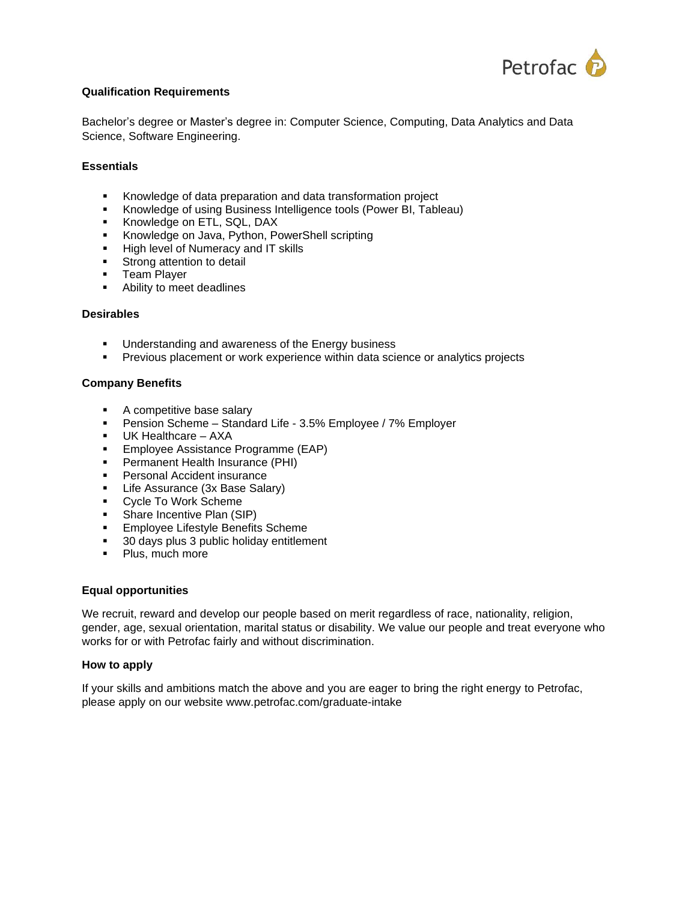**Qualification Requirements**

Bachelor's degree or Master's degree in: Computer Science, Computing, Data Analytics and Data Science, Software Engineering.

**Essentials**

- Knowledge of data preparation and data transformation project
- Knowledge of using Business Intelligence tools (Power BI, Tableau)
- Knowledge on ETL, SQL, DAX
- Knowledge on Java, Python, PowerShell scripting
- High level of Numeracy and IT skills
- Strong attention to detail
- Team Player
- Ability to meet deadlines

**Desirables**

- Understanding and awareness of the Energy business
- Previous placement or work experience within data science or analytics projects

**Company Benefits**

- A competitive base salary
- Pension Scheme – Standard Life - 3.5% Employee / 7% Employer
- UK Healthcare – AXA
- Employee Assistance Programme (EAP)
- Permanent Health Insurance (PHI)
- Personal Accident insurance
- Life Assurance (3x Base Salary)
- Cycle To Work Scheme
- Share Incentive Plan (SIP)
- Employee Lifestyle Benefits Scheme
- 30 days plus 3 public holiday entitlement
- Plus, much more

**Equal opportunities**

We recruit, reward and develop our people based on merit regardless of race, nationality, religion, gender, age, sexual orientation, marital status or disability. We value our people and treat everyone who works for or with Petrofac fairly and without discrimination.

**How to apply**

If your skills and ambitions match the above and you are eager to bring the right energy to Petrofac, please apply on our website www.petrofac.com/graduate-intake